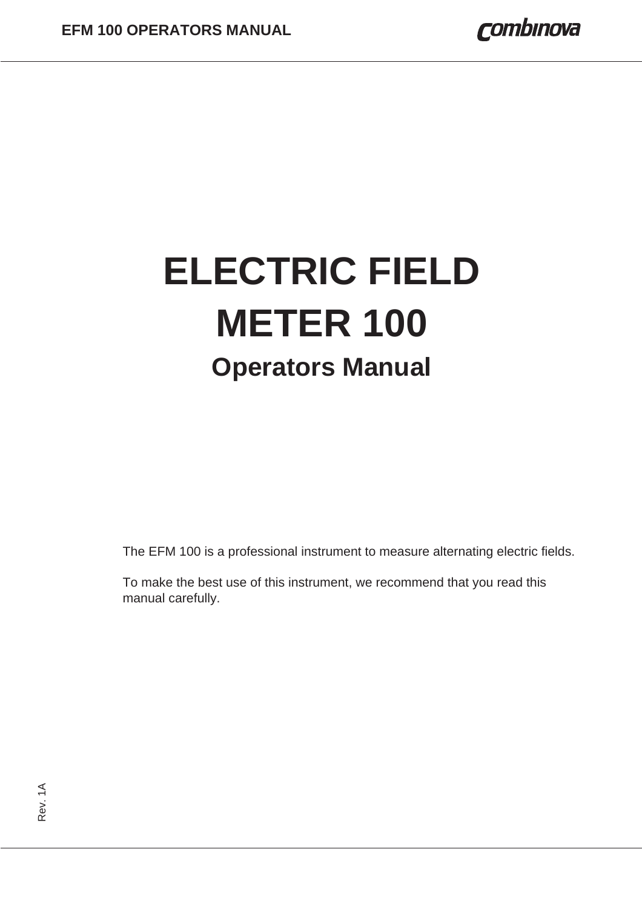# ELECTRIC FIELD METER 100

## Operators Manual

The EFM 100 is a professional instrument to measure alternating electric fields.

To make the best use of this instrument, we recommend that you read this manual carefully.

Rev. 1A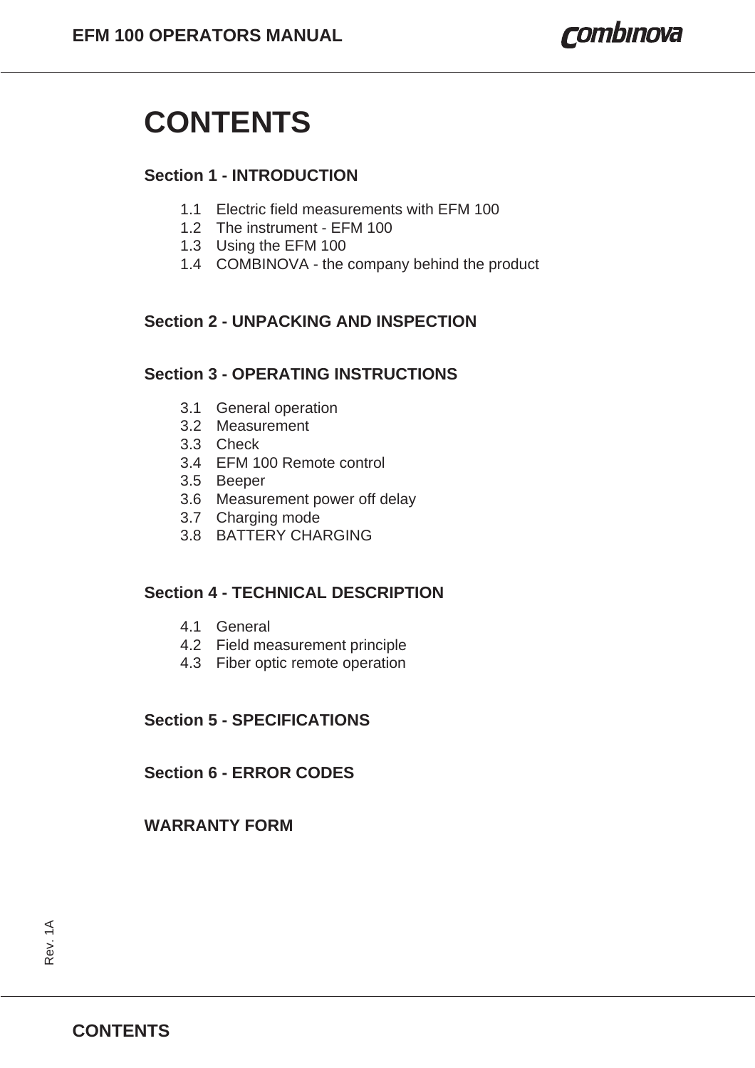# CONTENTS

## Section 1 - INTRODUCTION

1.1 Electric field measurements with EFM 100
1.2 The instrument - EFM 100
1.3 Using the EFM 100
1.4 COMBINOVA - the company behind the product

## Section 2 - UNPACKING AND INSPECTION

## Section 3 - OPERATING INSTRUCTIONS

3.1 General operation
3.2 Measurement
3.3 Check
3.4 EFM 100 Remote control
3.5 Beeper
3.6 Measurement power off delay
3.7 Charging mode
3.8 BATTERY CHARGING

## Section 4 - TECHNICAL DESCRIPTION

4.1 General
4.2 Field measurement principle
4.3 Fiber optic remote operation

## Section 5 - SPECIFICATIONS

## Section 6 - ERROR CODES

## WARRANTY FORM

Rev. 1A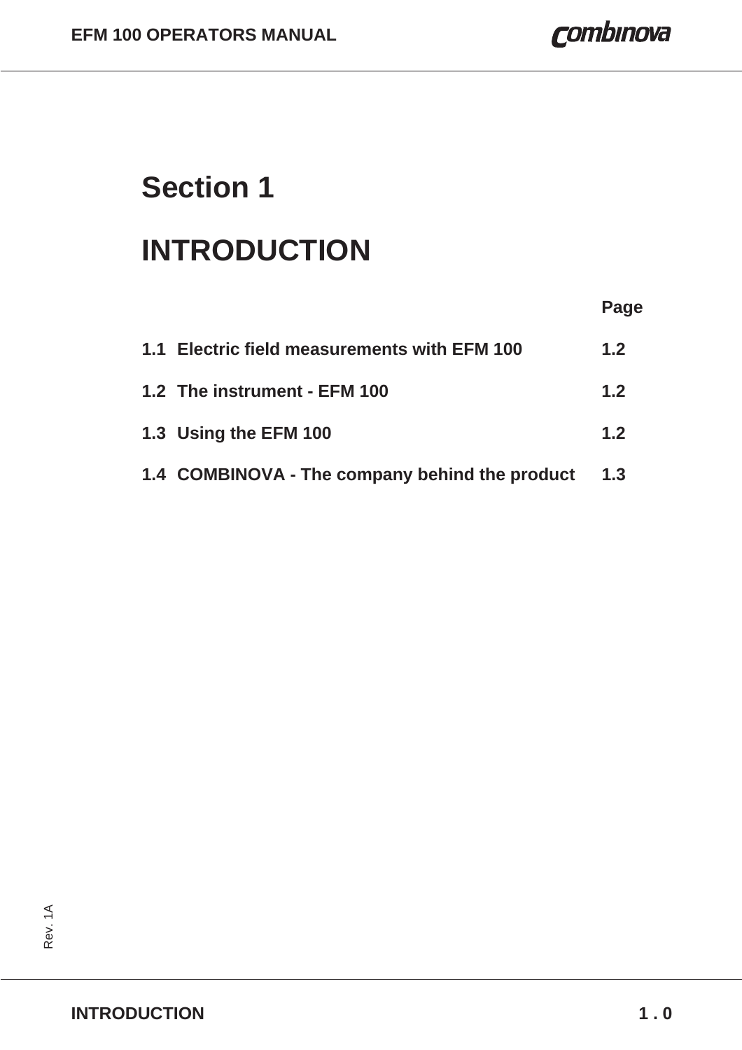# Section 1

# INTRODUCTION

| | Page |
|---|---|
| **1.1 Electric field measurements with EFM 100** | **1.2** |
| **1.2 The instrument - EFM 100** | **1.2** |
| **1.3 Using the EFM 100** | **1.2** |
| **1.4 COMBINOVA - The company behind the product** | **1.3** |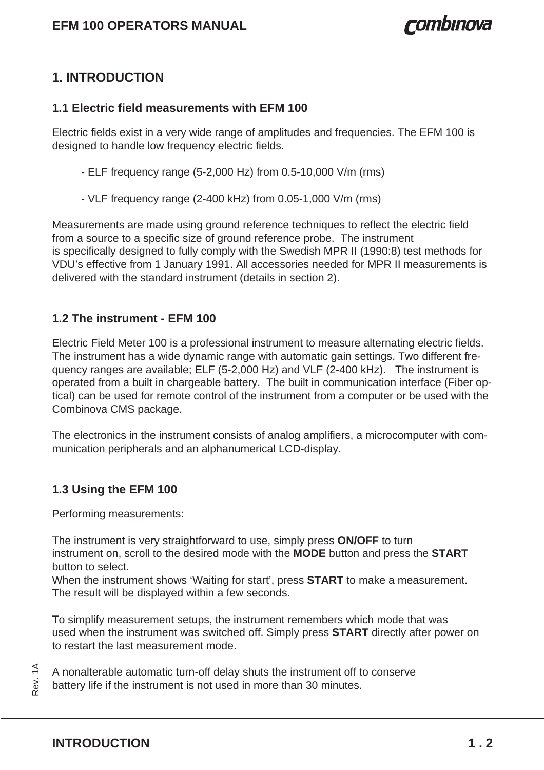# 1. INTRODUCTION

## 1.1 Electric field measurements with EFM 100

Electric fields exist in a very wide range of amplitudes and frequencies. The EFM 100 is designed to handle low frequency electric fields.

- ELF frequency range (5-2,000 Hz) from 0.5-10,000 V/m (rms)

- VLF frequency range (2-400 kHz) from 0.05-1,000 V/m (rms)

Measurements are made using ground reference techniques to reflect the electric field from a source to a specific size of ground reference probe. The instrument is specifically designed to fully comply with the Swedish MPR II (1990:8) test methods for VDU's effective from 1 January 1991. All accessories needed for MPR II measurements is delivered with the standard instrument (details in section 2).

## 1.2 The instrument - EFM 100

Electric Field Meter 100 is a professional instrument to measure alternating electric fields. The instrument has a wide dynamic range with automatic gain settings. Two different frequency ranges are available; ELF (5-2,000 Hz) and VLF (2-400 kHz). The instrument is operated from a built in chargeable battery. The built in communication interface (Fiber optical) can be used for remote control of the instrument from a computer or be used with the Combinova CMS package.

The electronics in the instrument consists of analog amplifiers, a microcomputer with communication peripherals and an alphanumerical LCD-display.

## 1.3 Using the EFM 100

Performing measurements:

The instrument is very straightforward to use, simply press **ON/OFF** to turn instrument on, scroll to the desired mode with the **MODE** button and press the **START** button to select.
When the instrument shows 'Waiting for start', press **START** to make a measurement. The result will be displayed within a few seconds.

To simplify measurement setups, the instrument remembers which mode that was used when the instrument was switched off. Simply press **START** directly after power on to restart the last measurement mode.

A nonalterable automatic turn-off delay shuts the instrument off to conserve battery life if the instrument is not used in more than 30 minutes.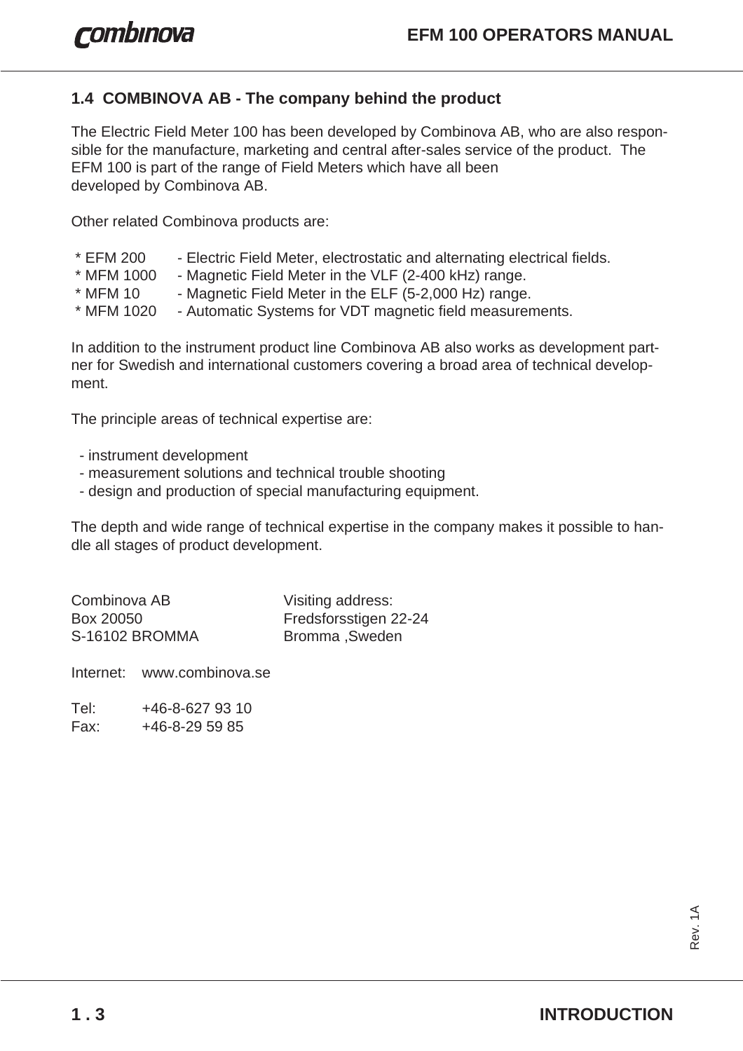## 1.4 COMBINOVA AB - The company behind the product

The Electric Field Meter 100 has been developed by Combinova AB, who are also responsible for the manufacture, marketing and central after-sales service of the product. The EFM 100 is part of the range of Field Meters which have all been developed by Combinova AB.

Other related Combinova products are:

* EFM 200 - Electric Field Meter, electrostatic and alternating electrical fields.
* MFM 1000 - Magnetic Field Meter in the VLF (2-400 kHz) range.
* MFM 10 - Magnetic Field Meter in the ELF (5-2,000 Hz) range.
* MFM 1020 - Automatic Systems for VDT magnetic field measurements.

In addition to the instrument product line Combinova AB also works as development partner for Swedish and international customers covering a broad area of technical development.

The principle areas of technical expertise are:

- instrument development
- measurement solutions and technical trouble shooting
- design and production of special manufacturing equipment.

The depth and wide range of technical expertise in the company makes it possible to handle all stages of product development.

Combinova AB
Box 20050
S-16102 BROMMA

Visiting address:
Fredsforsstigen 22-24
Bromma ,Sweden

Internet: www.combinova.se

Tel: +46-8-627 93 10
Fax: +46-8-29 59 85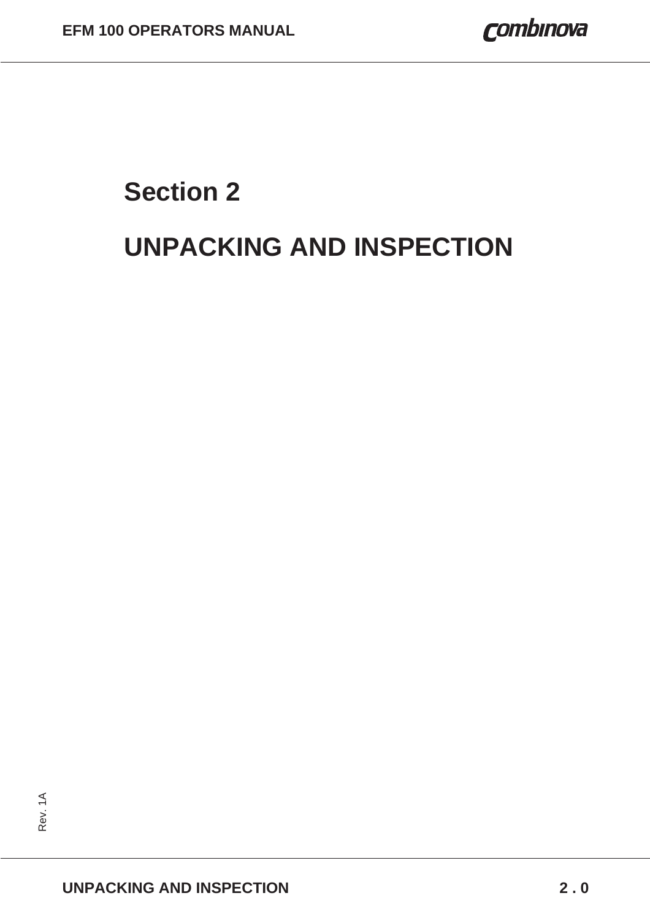# Section 2

# UNPACKING AND INSPECTION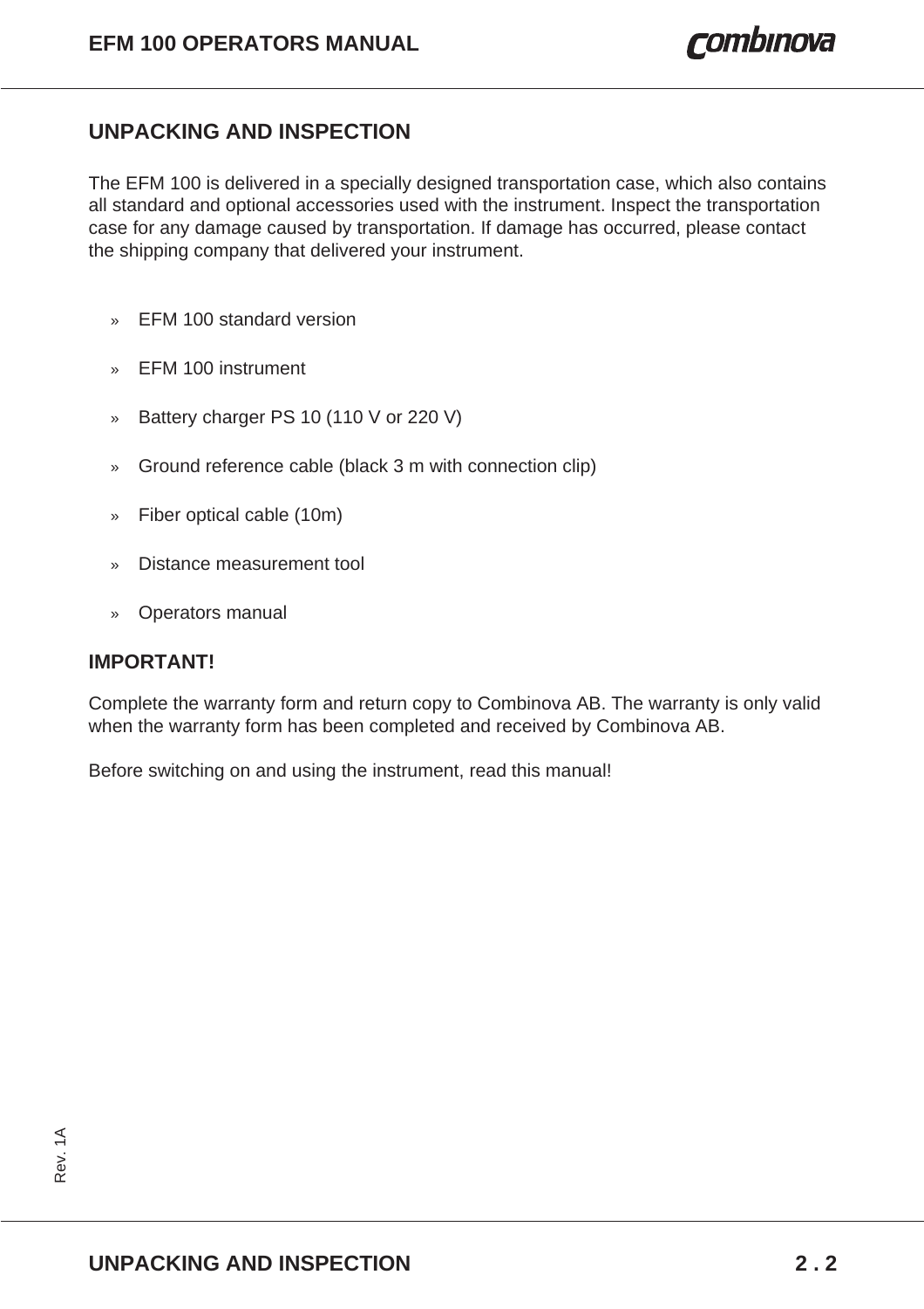## UNPACKING AND INSPECTION

The EFM 100 is delivered in a specially designed transportation case, which also contains all standard and optional accessories used with the instrument. Inspect the transportation case for any damage caused by transportation. If damage has occurred, please contact the shipping company that delivered your instrument.

- EFM 100 standard version
- EFM 100 instrument
- Battery charger PS 10 (110 V or 220 V)
- Ground reference cable (black 3 m with connection clip)
- Fiber optical cable (10m)
- Distance measurement tool
- Operators manual

**IMPORTANT!**

Complete the warranty form and return copy to Combinova AB. The warranty is only valid when the warranty form has been completed and received by Combinova AB.

Before switching on and using the instrument, read this manual!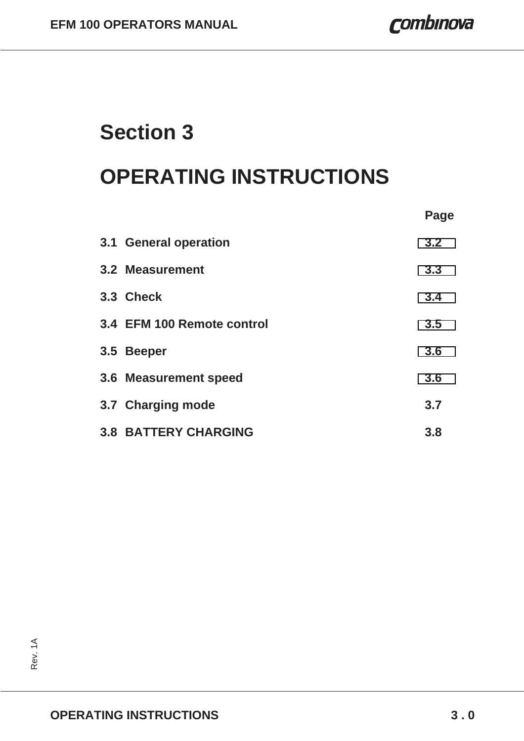# Section 3

# OPERATING INSTRUCTIONS

| | Page |
|---|---|
| **3.1 General operation** | **3.2** |
| **3.2 Measurement** | **3.3** |
| **3.3 Check** | **3.4** |
| **3.4 EFM 100 Remote control** | **3.5** |
| **3.5 Beeper** | **3.6** |
| **3.6 Measurement speed** | **3.6** |
| **3.7 Charging mode** | **3.7** |
| **3.8 BATTERY CHARGING** | **3.8** |

Rev. 1A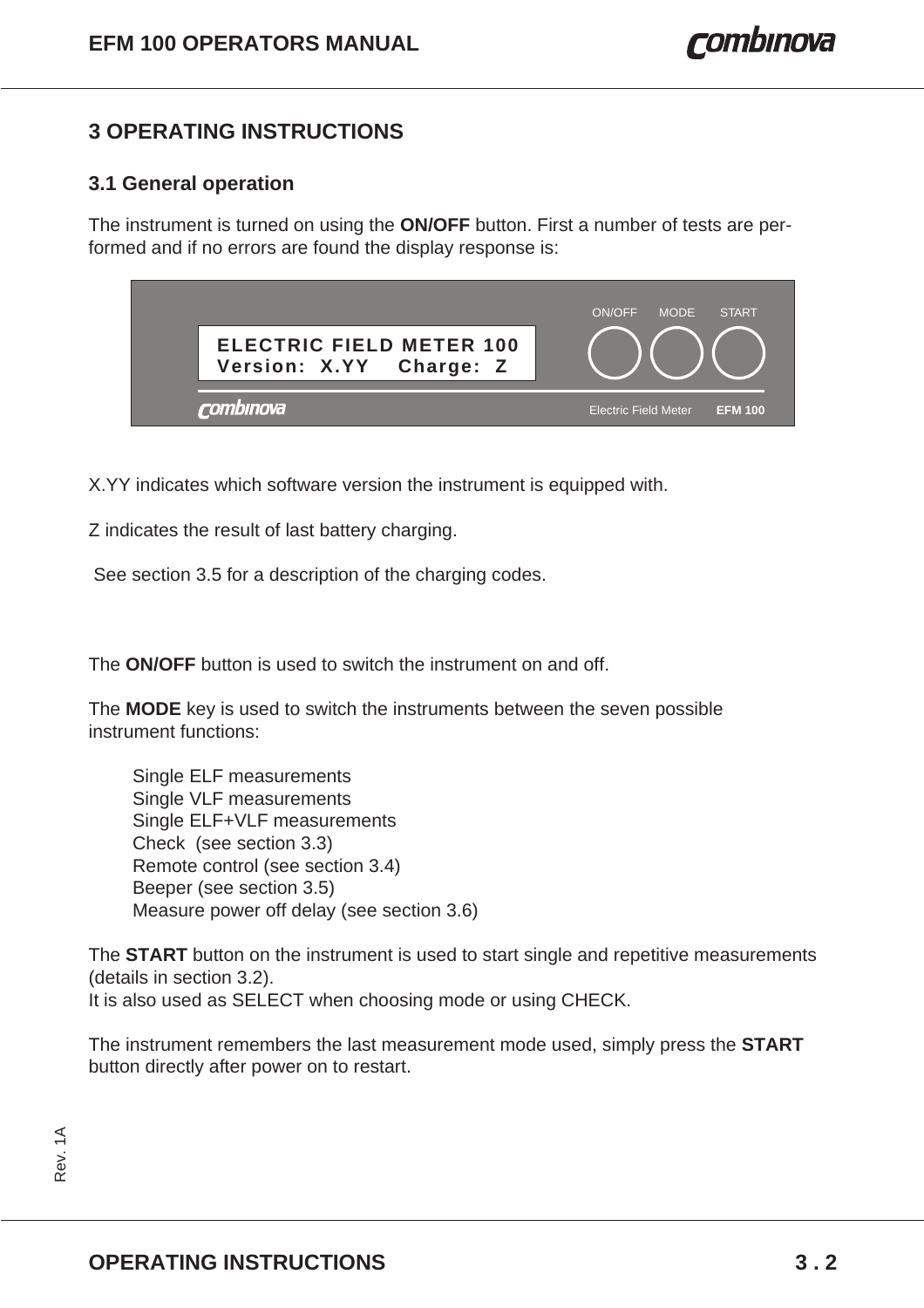# 3 OPERATING INSTRUCTIONS

## 3.1 General operation

The instrument is turned on using the **ON/OFF** button. First a number of tests are performed and if no errors are found the display response is:

```
ELECTRIC FIELD METER 100
Version:  X.YY    Charge:  Z
```

X.YY indicates which software version the instrument is equipped with.

Z indicates the result of last battery charging.

See section 3.5 for a description of the charging codes.

The **ON/OFF** button is used to switch the instrument on and off.

The **MODE** key is used to switch the instruments between the seven possible instrument functions:

- Single ELF measurements
- Single VLF measurements
- Single ELF+VLF measurements
- Check (see section 3.3)
- Remote control (see section 3.4)
- Beeper (see section 3.5)
- Measure power off delay (see section 3.6)

The **START** button on the instrument is used to start single and repetitive measurements (details in section 3.2).
It is also used as SELECT when choosing mode or using CHECK.

The instrument remembers the last measurement mode used, simply press the **START** button directly after power on to restart.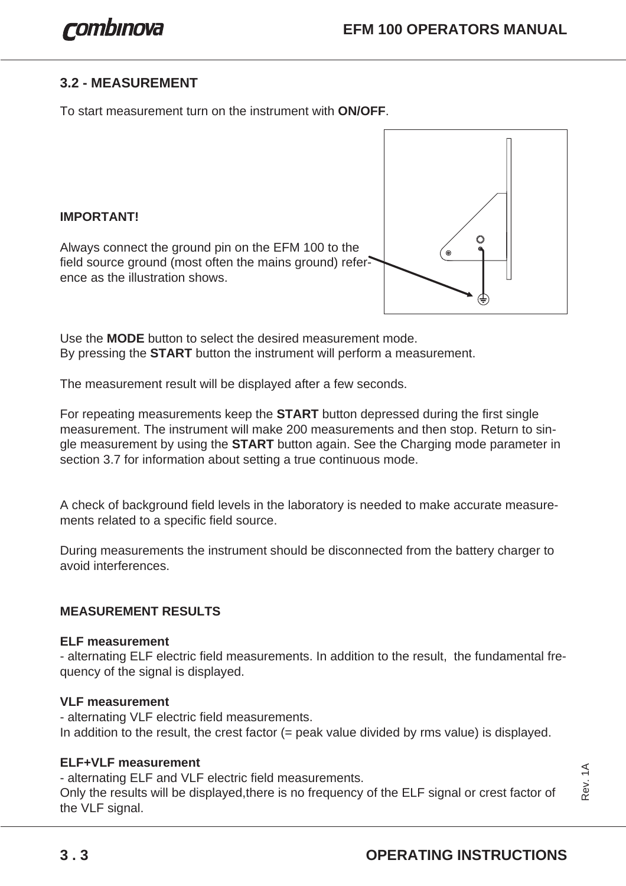## 3.2 - MEASUREMENT

To start measurement turn on the instrument with **ON/OFF**.

**IMPORTANT!**

Always connect the ground pin on the EFM 100 to the field source ground (most often the mains ground) reference as the illustration shows.

Use the **MODE** button to select the desired measurement mode.
By pressing the **START** button the instrument will perform a measurement.

The measurement result will be displayed after a few seconds.

For repeating measurements keep the **START** button depressed during the first single measurement. The instrument will make 200 measurements and then stop. Return to single measurement by using the **START** button again. See the Charging mode parameter in section 3.7 for information about setting a true continuous mode.

A check of background field levels in the laboratory is needed to make accurate measurements related to a specific field source.

During measurements the instrument should be disconnected from the battery charger to avoid interferences.

**MEASUREMENT RESULTS**

**ELF measurement**
- alternating ELF electric field measurements. In addition to the result, the fundamental frequency of the signal is displayed.

**VLF measurement**
- alternating VLF electric field measurements.
In addition to the result, the crest factor (= peak value divided by rms value) is displayed.

**ELF+VLF measurement**
- alternating ELF and VLF electric field measurements.
Only the results will be displayed,there is no frequency of the ELF signal or crest factor of the VLF signal.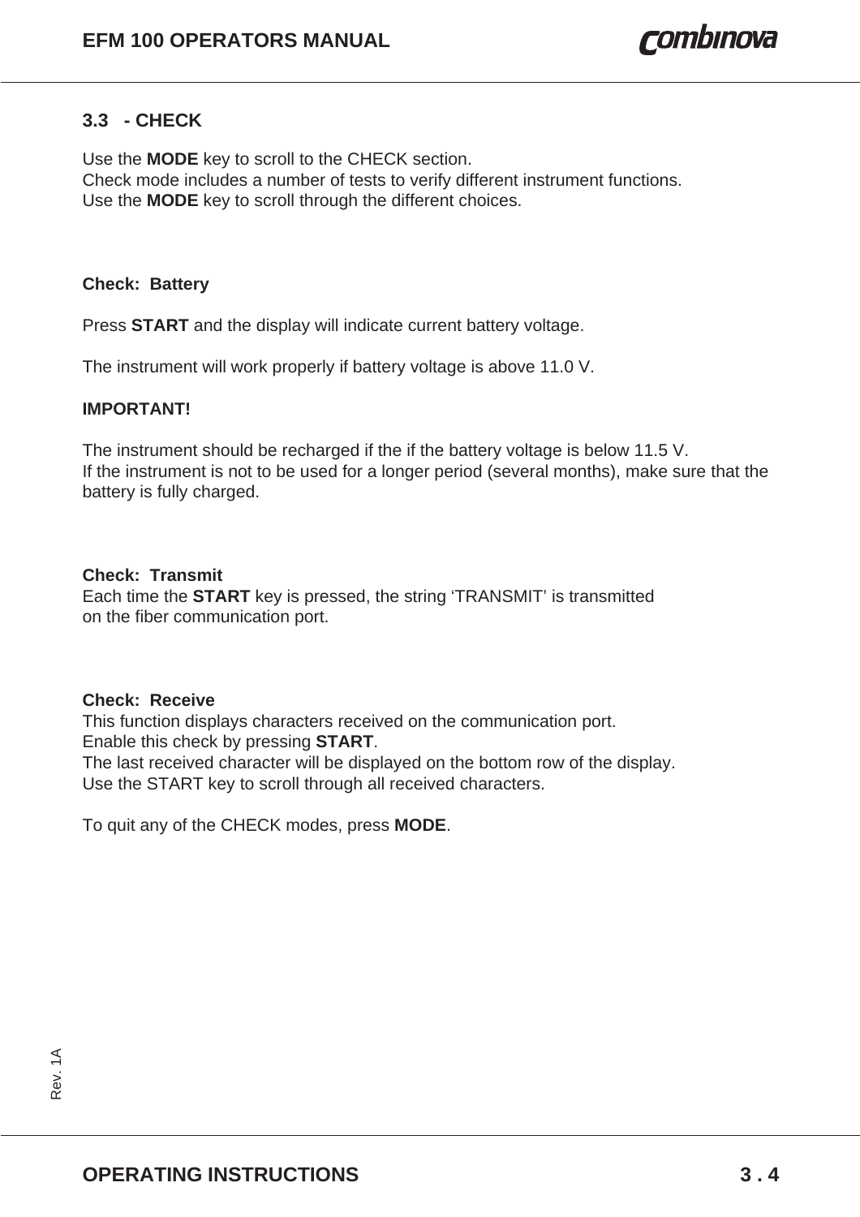## 3.3 - CHECK

Use the **MODE** key to scroll to the CHECK section.
Check mode includes a number of tests to verify different instrument functions.
Use the **MODE** key to scroll through the different choices.

**Check: Battery**

Press **START** and the display will indicate current battery voltage.

The instrument will work properly if battery voltage is above 11.0 V.

**IMPORTANT!**

The instrument should be recharged if the if the battery voltage is below 11.5 V.
If the instrument is not to be used for a longer period (several months), make sure that the battery is fully charged.

**Check: Transmit**
Each time the **START** key is pressed, the string ‘TRANSMIT’ is transmitted on the fiber communication port.

**Check: Receive**
This function displays characters received on the communication port.
Enable this check by pressing **START**.
The last received character will be displayed on the bottom row of the display.
Use the START key to scroll through all received characters.

To quit any of the CHECK modes, press **MODE**.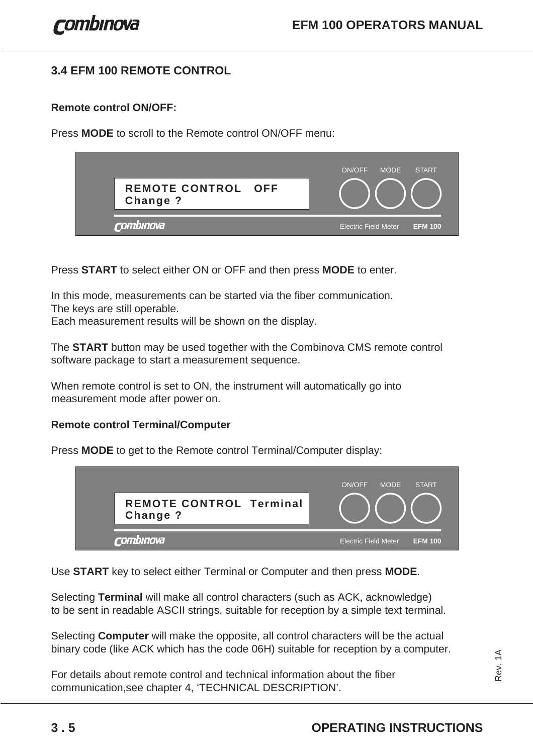## 3.4 EFM 100 REMOTE CONTROL

**Remote control ON/OFF:**

Press **MODE** to scroll to the Remote control ON/OFF menu:

```
REMOTE CONTROL   OFF
Change ?
```

ON/OFF MODE START

combinova Electric Field Meter **EFM 100**

Press **START** to select either ON or OFF and then press **MODE** to enter.

In this mode, measurements can be started via the fiber communication.
The keys are still operable.
Each measurement results will be shown on the display.

The **START** button may be used together with the Combinova CMS remote control software package to start a measurement sequence.

When remote control is set to ON, the instrument will automatically go into measurement mode after power on.

**Remote control Terminal/Computer**

Press **MODE** to get to the Remote control Terminal/Computer display:

```
REMOTE CONTROL  Terminal
Change ?
```

ON/OFF MODE START

combinova Electric Field Meter **EFM 100**

Use **START** key to select either Terminal or Computer and then press **MODE**.

Selecting **Terminal** will make all control characters (such as ACK, acknowledge) to be sent in readable ASCII strings, suitable for reception by a simple text terminal.

Selecting **Computer** will make the opposite, all control characters will be the actual binary code (like ACK which has the code 06H) suitable for reception by a computer.

For details about remote control and technical information about the fiber communication,see chapter 4, 'TECHNICAL DESCRIPTION'.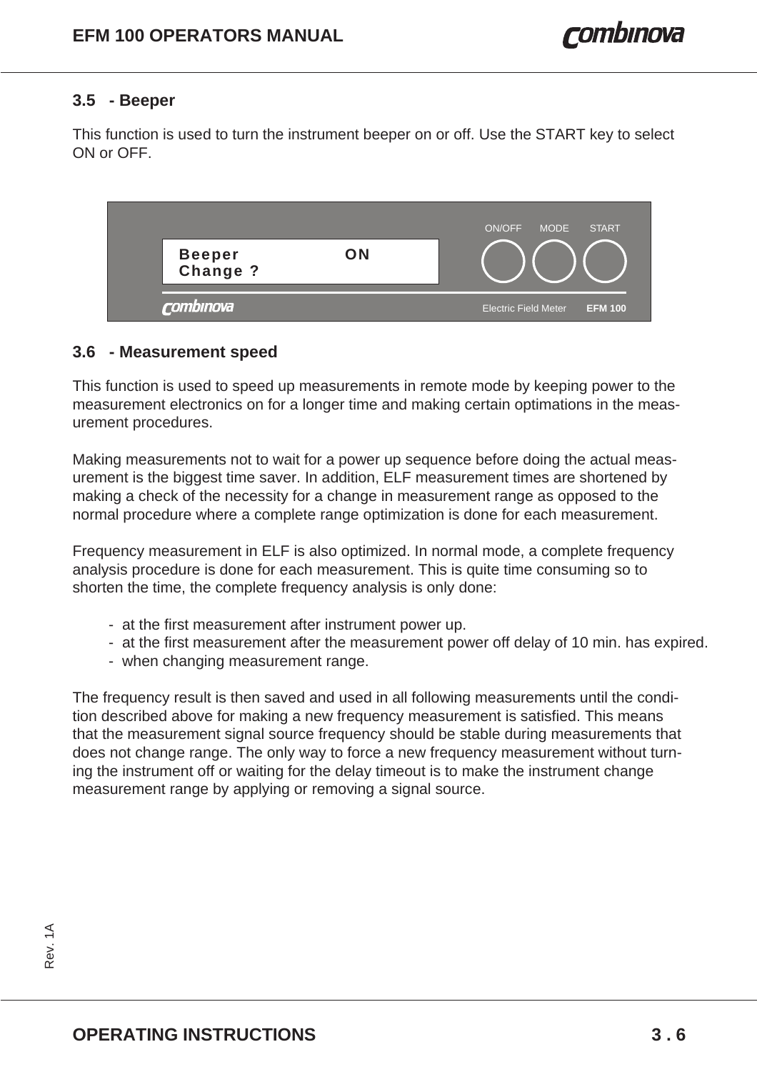## 3.5 - Beeper

This function is used to turn the instrument beeper on or off. Use the START key to select ON or OFF.

```
Beeper            ON
Change ?
```

## 3.6 - Measurement speed

This function is used to speed up measurements in remote mode by keeping power to the measurement electronics on for a longer time and making certain optimations in the measurement procedures.

Making measurements not to wait for a power up sequence before doing the actual measurement is the biggest time saver. In addition, ELF measurement times are shortened by making a check of the necessity for a change in measurement range as opposed to the normal procedure where a complete range optimization is done for each measurement.

Frequency measurement in ELF is also optimized. In normal mode, a complete frequency analysis procedure is done for each measurement. This is quite time consuming so to shorten the time, the complete frequency analysis is only done:

- at the first measurement after instrument power up.
- at the first measurement after the measurement power off delay of 10 min. has expired.
- when changing measurement range.

The frequency result is then saved and used in all following measurements until the condition described above for making a new frequency measurement is satisfied. This means that the measurement signal source frequency should be stable during measurements that does not change range. The only way to force a new frequency measurement without turning the instrument off or waiting for the delay timeout is to make the instrument change measurement range by applying or removing a signal source.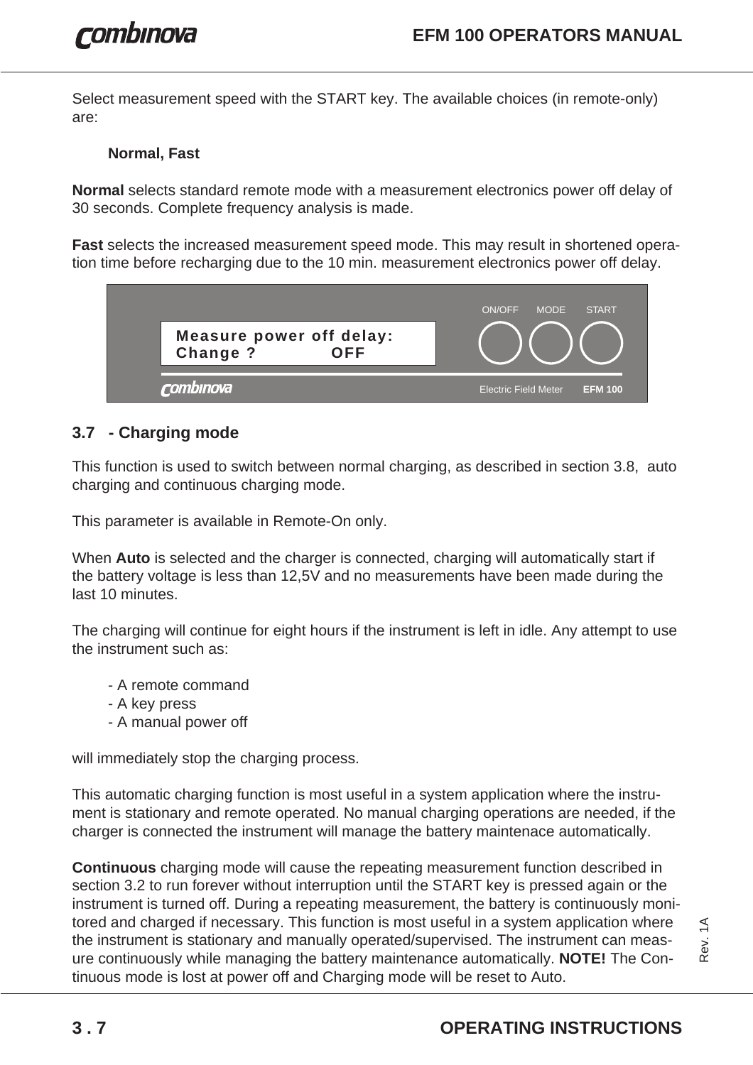Select measurement speed with the START key. The available choices (in remote-only) are:

**Normal, Fast**

**Normal** selects standard remote mode with a measurement electronics power off delay of 30 seconds. Complete frequency analysis is made.

**Fast** selects the increased measurement speed mode. This may result in shortened operation time before recharging due to the 10 min. measurement electronics power off delay.

```
Measure power off delay:
Change ?            OFF
```

ON/OFF MODE START

combinova Electric Field Meter **EFM 100**

### 3.7 - Charging mode

This function is used to switch between normal charging, as described in section 3.8, auto charging and continuous charging mode.

This parameter is available in Remote-On only.

When **Auto** is selected and the charger is connected, charging will automatically start if the battery voltage is less than 12,5V and no measurements have been made during the last 10 minutes.

The charging will continue for eight hours if the instrument is left in idle. Any attempt to use the instrument such as:

- A remote command
- A key press
- A manual power off

will immediately stop the charging process.

This automatic charging function is most useful in a system application where the instrument is stationary and remote operated. No manual charging operations are needed, if the charger is connected the instrument will manage the battery maintenace automatically.

**Continuous** charging mode will cause the repeating measurement function described in section 3.2 to run forever without interruption until the START key is pressed again or the instrument is turned off. During a repeating measurement, the battery is continuously monitored and charged if necessary. This function is most useful in a system application where the instrument is stationary and manually operated/supervised. The instrument can measure continuously while managing the battery maintenance automatically. **NOTE!** The Continuous mode is lost at power off and Charging mode will be reset to Auto.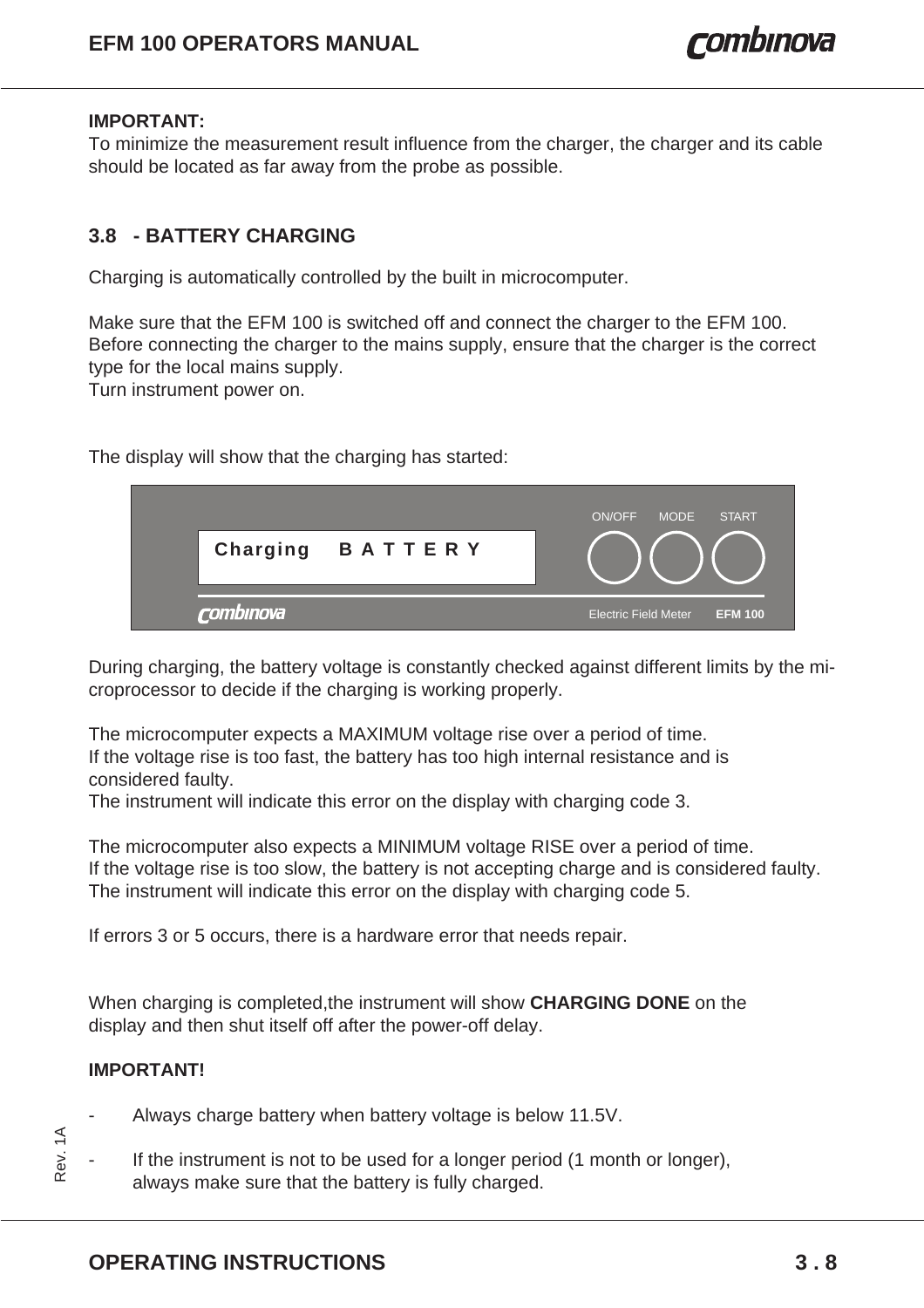**IMPORTANT:**
To minimize the measurement result influence from the charger, the charger and its cable should be located as far away from the probe as possible.

## 3.8 - BATTERY CHARGING

Charging is automatically controlled by the built in microcomputer.

Make sure that the EFM 100 is switched off and connect the charger to the EFM 100.
Before connecting the charger to the mains supply, ensure that the charger is the correct type for the local mains supply.
Turn instrument power on.

The display will show that the charging has started:

```
Charging    B A T T E R Y
```

During charging, the battery voltage is constantly checked against different limits by the microprocessor to decide if the charging is working properly.

The microcomputer expects a MAXIMUM voltage rise over a period of time.
If the voltage rise is too fast, the battery has too high internal resistance and is considered faulty.
The instrument will indicate this error on the display with charging code 3.

The microcomputer also expects a MINIMUM voltage RISE over a period of time.
If the voltage rise is too slow, the battery is not accepting charge and is considered faulty.
The instrument will indicate this error on the display with charging code 5.

If errors 3 or 5 occurs, there is a hardware error that needs repair.

When charging is completed,the instrument will show **CHARGING DONE** on the display and then shut itself off after the power-off delay.

**IMPORTANT!**

- Always charge battery when battery voltage is below 11.5V.
- If the instrument is not to be used for a longer period (1 month or longer), always make sure that the battery is fully charged.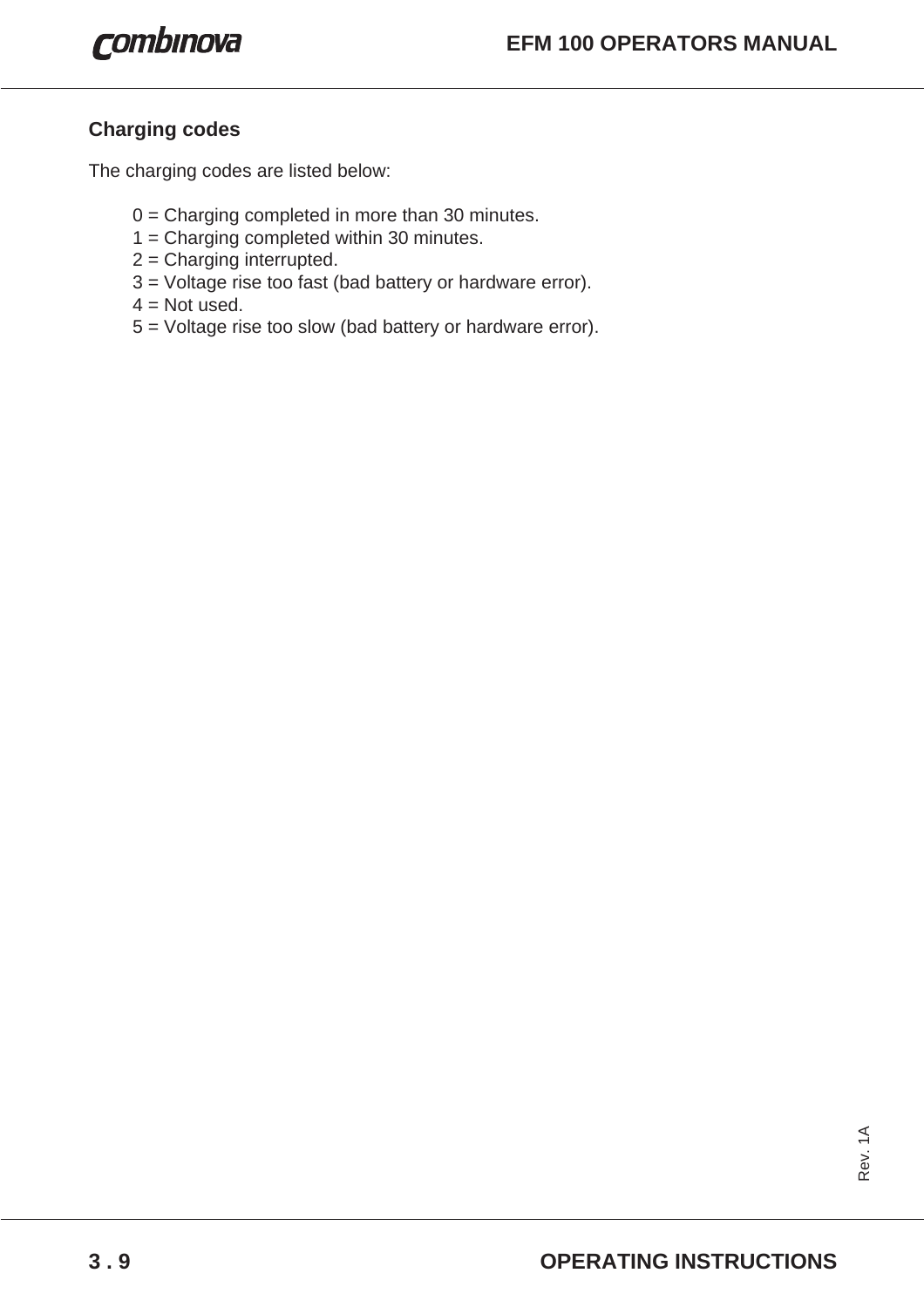### Charging codes

The charging codes are listed below:

0 = Charging completed in more than 30 minutes.
1 = Charging completed within 30 minutes.
2 = Charging interrupted.
3 = Voltage rise too fast (bad battery or hardware error).
4 = Not used.
5 = Voltage rise too slow (bad battery or hardware error).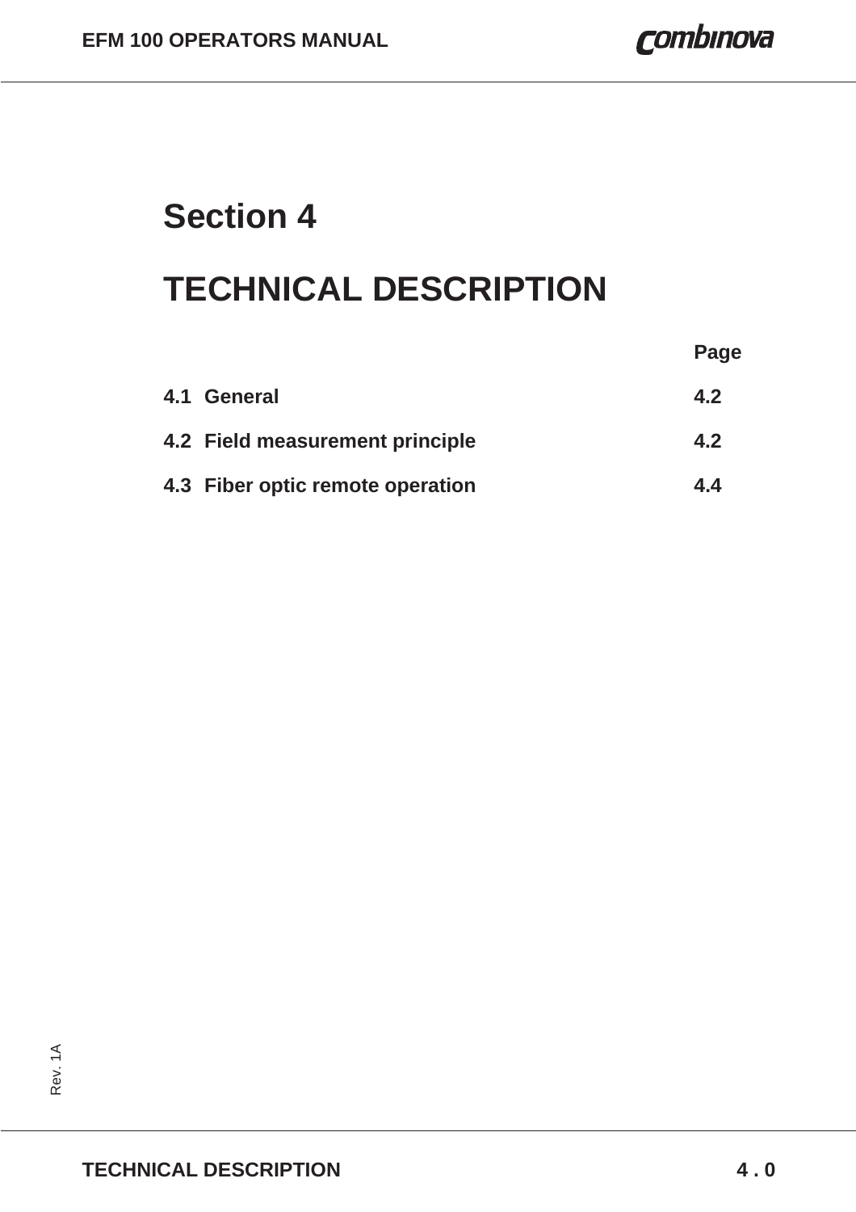# Section 4

# TECHNICAL DESCRIPTION

| | Page |
|---|---|
| **4.1 General** | **4.2** |
| **4.2 Field measurement principle** | **4.2** |
| **4.3 Fiber optic remote operation** | **4.4** |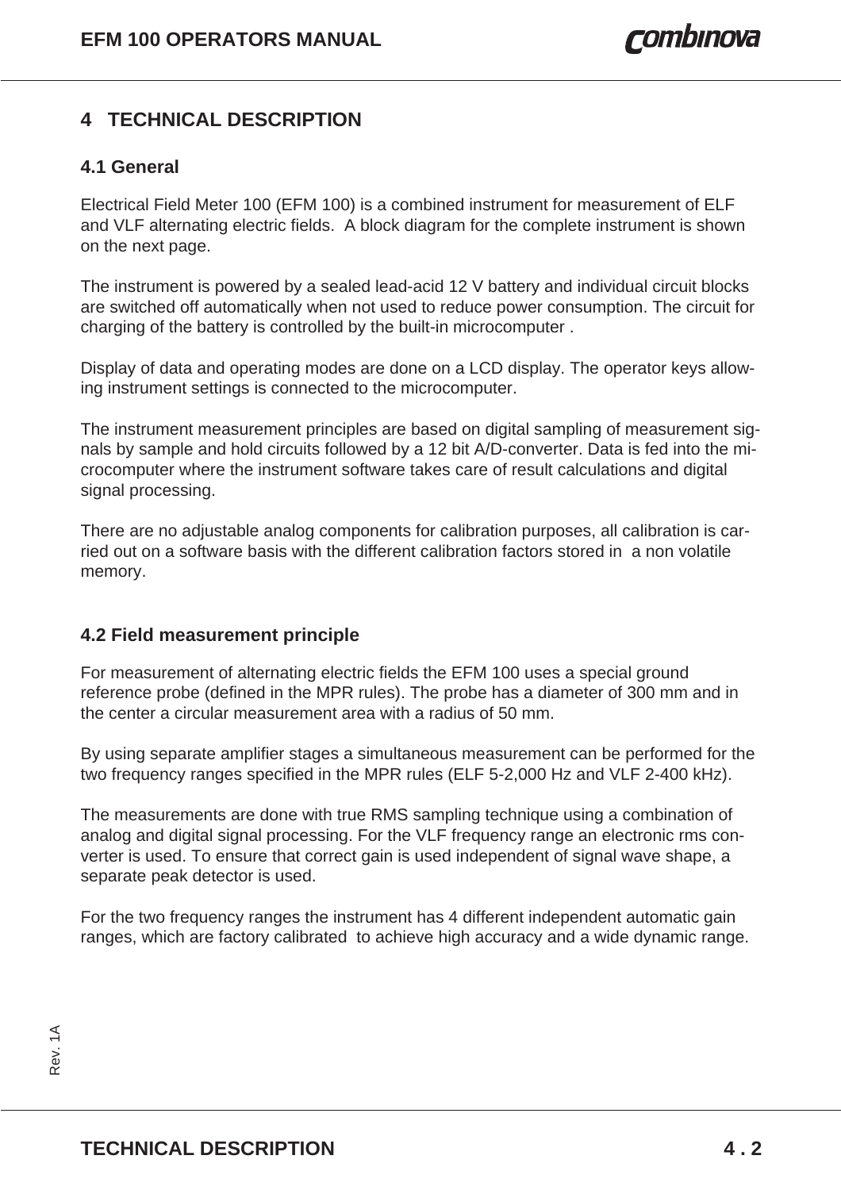# 4 TECHNICAL DESCRIPTION

## 4.1 General

Electrical Field Meter 100 (EFM 100) is a combined instrument for measurement of ELF and VLF alternating electric fields. A block diagram for the complete instrument is shown on the next page.

The instrument is powered by a sealed lead-acid 12 V battery and individual circuit blocks are switched off automatically when not used to reduce power consumption. The circuit for charging of the battery is controlled by the built-in microcomputer .

Display of data and operating modes are done on a LCD display. The operator keys allowing instrument settings is connected to the microcomputer.

The instrument measurement principles are based on digital sampling of measurement signals by sample and hold circuits followed by a 12 bit A/D-converter. Data is fed into the microcomputer where the instrument software takes care of result calculations and digital signal processing.

There are no adjustable analog components for calibration purposes, all calibration is carried out on a software basis with the different calibration factors stored in a non volatile memory.

## 4.2 Field measurement principle

For measurement of alternating electric fields the EFM 100 uses a special ground reference probe (defined in the MPR rules). The probe has a diameter of 300 mm and in the center a circular measurement area with a radius of 50 mm.

By using separate amplifier stages a simultaneous measurement can be performed for the two frequency ranges specified in the MPR rules (ELF 5-2,000 Hz and VLF 2-400 kHz).

The measurements are done with true RMS sampling technique using a combination of analog and digital signal processing. For the VLF frequency range an electronic rms converter is used. To ensure that correct gain is used independent of signal wave shape, a separate peak detector is used.

For the two frequency ranges the instrument has 4 different independent automatic gain ranges, which are factory calibrated to achieve high accuracy and a wide dynamic range.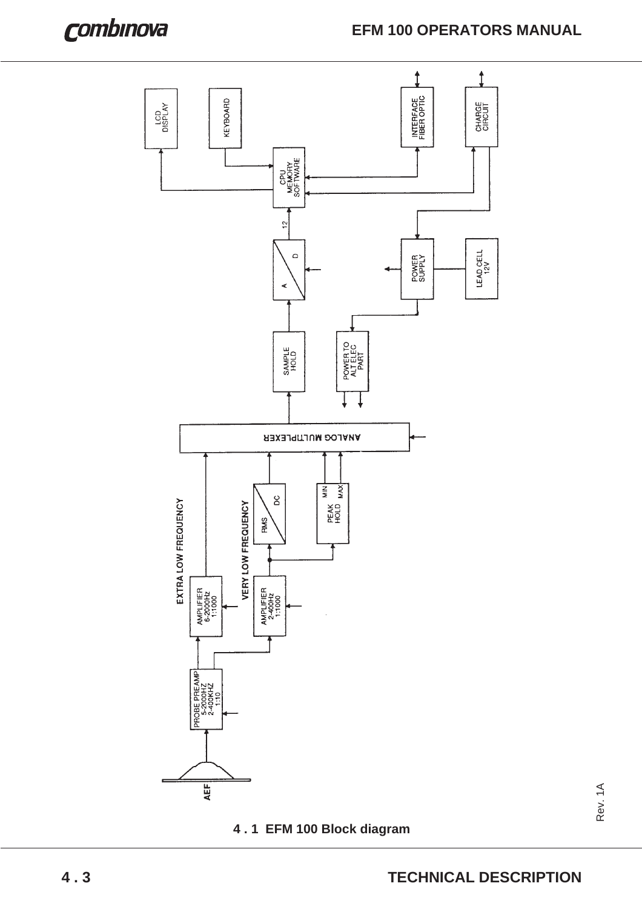4 . 1  EFM 100 Block diagram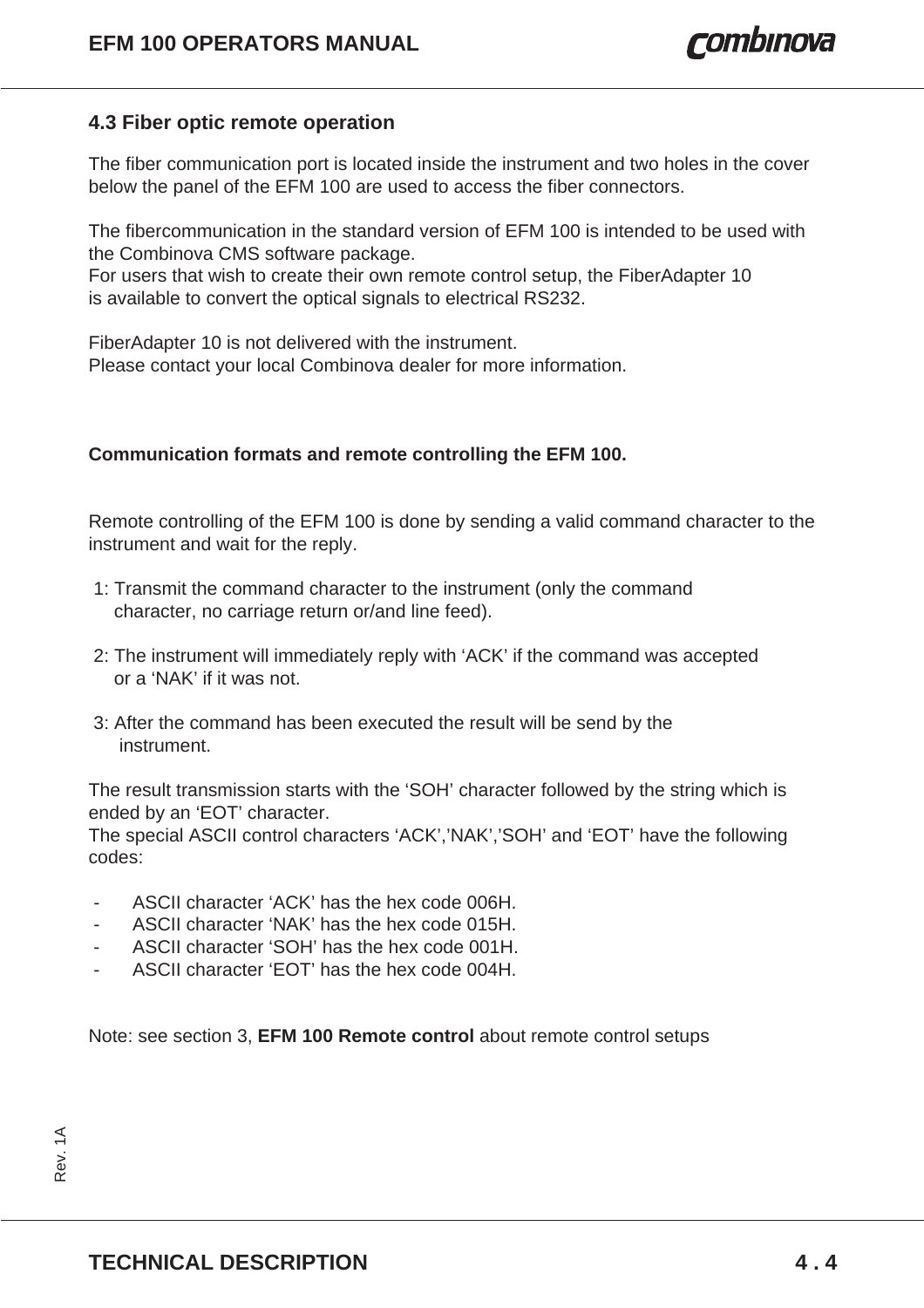## 4.3 Fiber optic remote operation

The fiber communication port is located inside the instrument and two holes in the cover below the panel of the EFM 100 are used to access the fiber connectors.

The fibercommunication in the standard version of EFM 100 is intended to be used with the Combinova CMS software package.
For users that wish to create their own remote control setup, the FiberAdapter 10 is available to convert the optical signals to electrical RS232.

FiberAdapter 10 is not delivered with the instrument.
Please contact your local Combinova dealer for more information.

**Communication formats and remote controlling the EFM 100.**

Remote controlling of the EFM 100 is done by sending a valid command character to the instrument and wait for the reply.

1: Transmit the command character to the instrument (only the command character, no carriage return or/and line feed).

2: The instrument will immediately reply with ‘ACK’ if the command was accepted or a ‘NAK’ if it was not.

3: After the command has been executed the result will be send by the instrument.

The result transmission starts with the ‘SOH’ character followed by the string which is ended by an ‘EOT’ character.
The special ASCII control characters ‘ACK’,’NAK’,’SOH’ and ‘EOT’ have the following codes:

- ASCII character ‘ACK’ has the hex code 006H.
- ASCII character ‘NAK’ has the hex code 015H.
- ASCII character ‘SOH’ has the hex code 001H.
- ASCII character ‘EOT’ has the hex code 004H.

Note: see section 3, **EFM 100 Remote control** about remote control setups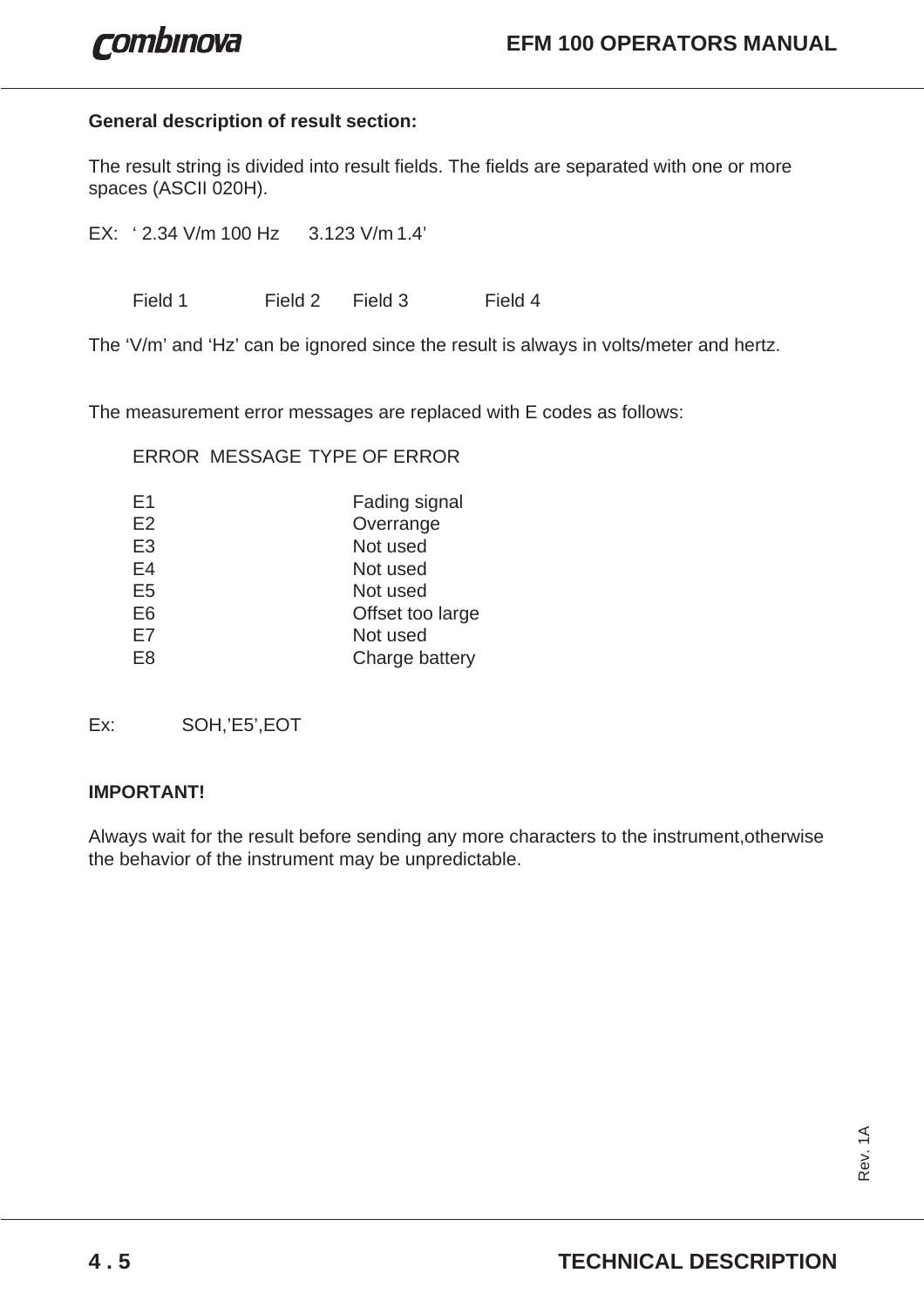**General description of result section:**

The result string is divided into result fields. The fields are separated with one or more spaces (ASCII 020H).

EX: ‘ 2.34 V/m 100 Hz 3.123 V/m 1.4’

Field 1 Field 2 Field 3 Field 4

The ‘V/m’ and ‘Hz’ can be ignored since the result is always in volts/meter and hertz.

The measurement error messages are replaced with E codes as follows:

| ERROR MESSAGE | TYPE OF ERROR |
|---|---|
| E1 | Fading signal |
| E2 | Overrange |
| E3 | Not used |
| E4 | Not used |
| E5 | Not used |
| E6 | Offset too large |
| E7 | Not used |
| E8 | Charge battery |

Ex: SOH,’E5’,EOT

**IMPORTANT!**

Always wait for the result before sending any more characters to the instrument,otherwise the behavior of the instrument may be unpredictable.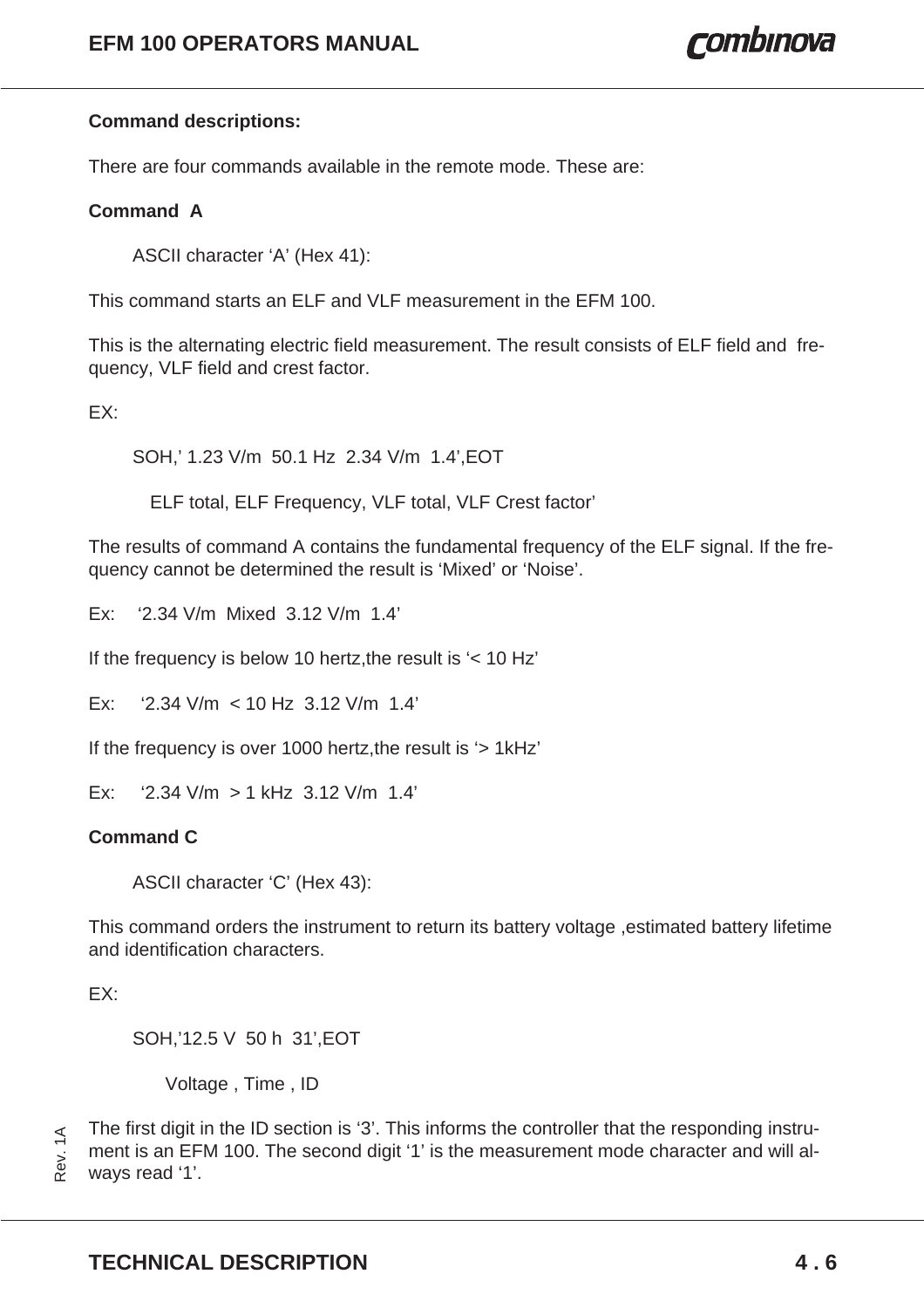**Command descriptions:**

There are four commands available in the remote mode. These are:

**Command A**

ASCII character ‘A’ (Hex 41):

This command starts an ELF and VLF measurement in the EFM 100.

This is the alternating electric field measurement. The result consists of ELF field and frequency, VLF field and crest factor.

EX:

SOH,’ 1.23 V/m  50.1 Hz  2.34 V/m  1.4’,EOT

ELF total, ELF Frequency, VLF total, VLF Crest factor’

The results of command A contains the fundamental frequency of the ELF signal. If the frequency cannot be determined the result is ‘Mixed’ or ‘Noise’.

Ex:  ‘2.34 V/m  Mixed  3.12 V/m  1.4’

If the frequency is below 10 hertz,the result is ‘< 10 Hz’

Ex:  ‘2.34 V/m  < 10 Hz  3.12 V/m  1.4’

If the frequency is over 1000 hertz,the result is ‘> 1kHz’

Ex:  ‘2.34 V/m  > 1 kHz  3.12 V/m  1.4’

**Command C**

ASCII character ‘C’ (Hex 43):

This command orders the instrument to return its battery voltage ,estimated battery lifetime and identification characters.

EX:

SOH,’12.5 V  50 h  31’,EOT

Voltage , Time , ID

The first digit in the ID section is ‘3’. This informs the controller that the responding instrument is an EFM 100. The second digit ‘1’ is the measurement mode character and will always read ‘1’.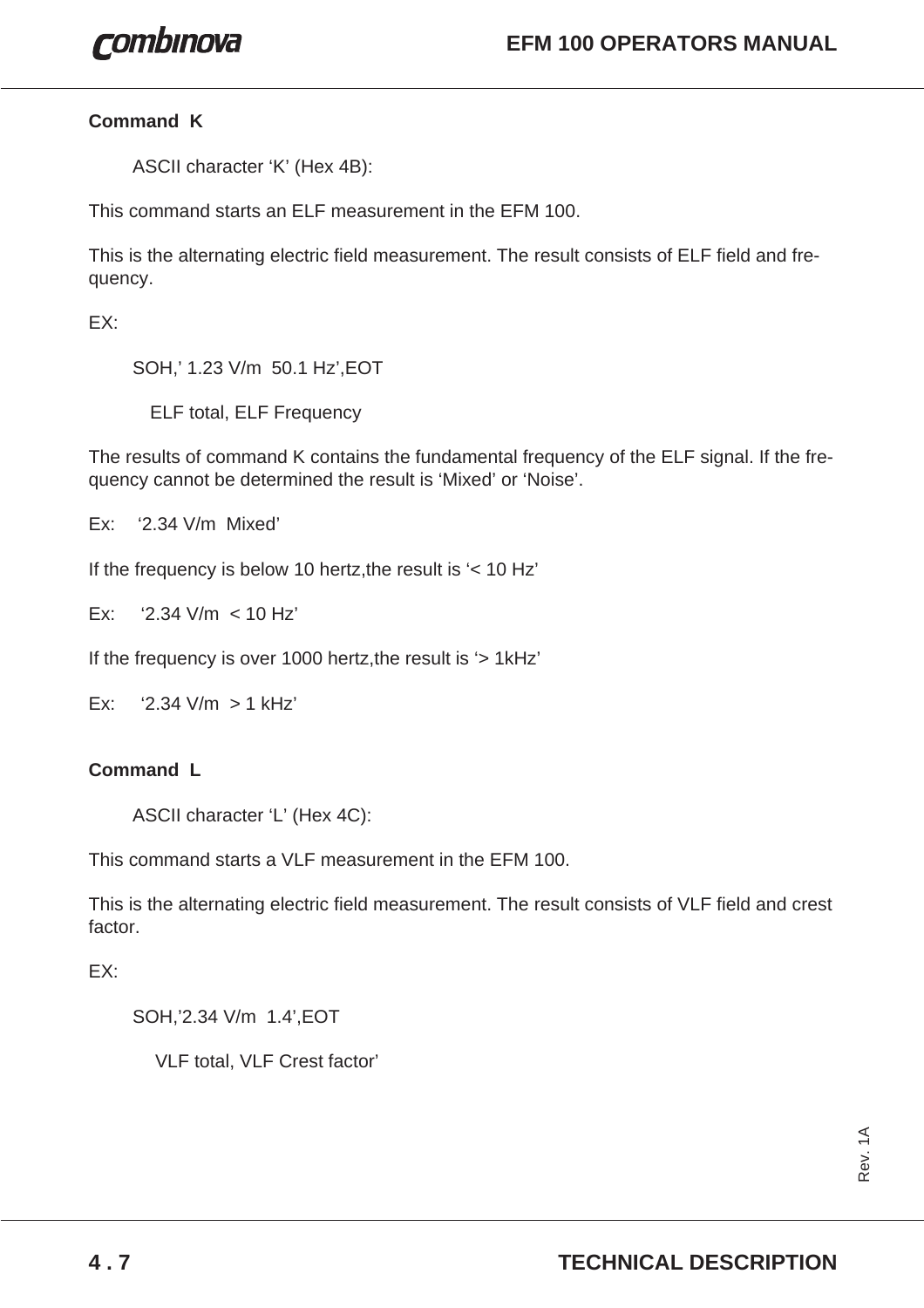**Command K**

ASCII character ‘K’ (Hex 4B):

This command starts an ELF measurement in the EFM 100.

This is the alternating electric field measurement. The result consists of ELF field and frequency.

EX:

SOH,’ 1.23 V/m  50.1 Hz’,EOT

ELF total, ELF Frequency

The results of command K contains the fundamental frequency of the ELF signal. If the frequency cannot be determined the result is ‘Mixed’ or ‘Noise’.

Ex:  ‘2.34 V/m  Mixed’

If the frequency is below 10 hertz,the result is ‘< 10 Hz’

Ex:  ‘2.34 V/m  < 10 Hz’

If the frequency is over 1000 hertz,the result is ‘> 1kHz’

Ex:  ‘2.34 V/m  > 1 kHz’

**Command L**

ASCII character ‘L’ (Hex 4C):

This command starts a VLF measurement in the EFM 100.

This is the alternating electric field measurement. The result consists of VLF field and crest factor.

EX:

SOH,’2.34 V/m  1.4’,EOT

VLF total, VLF Crest factor’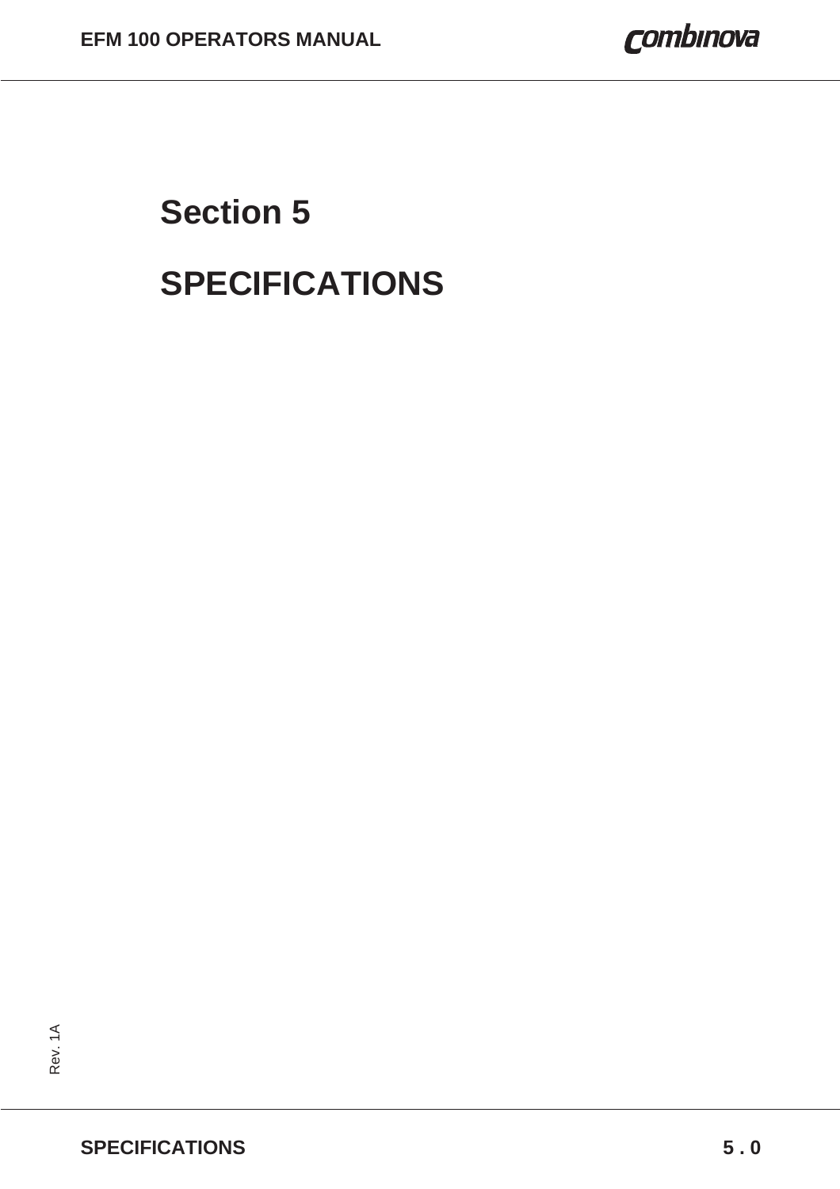# Section 5

# SPECIFICATIONS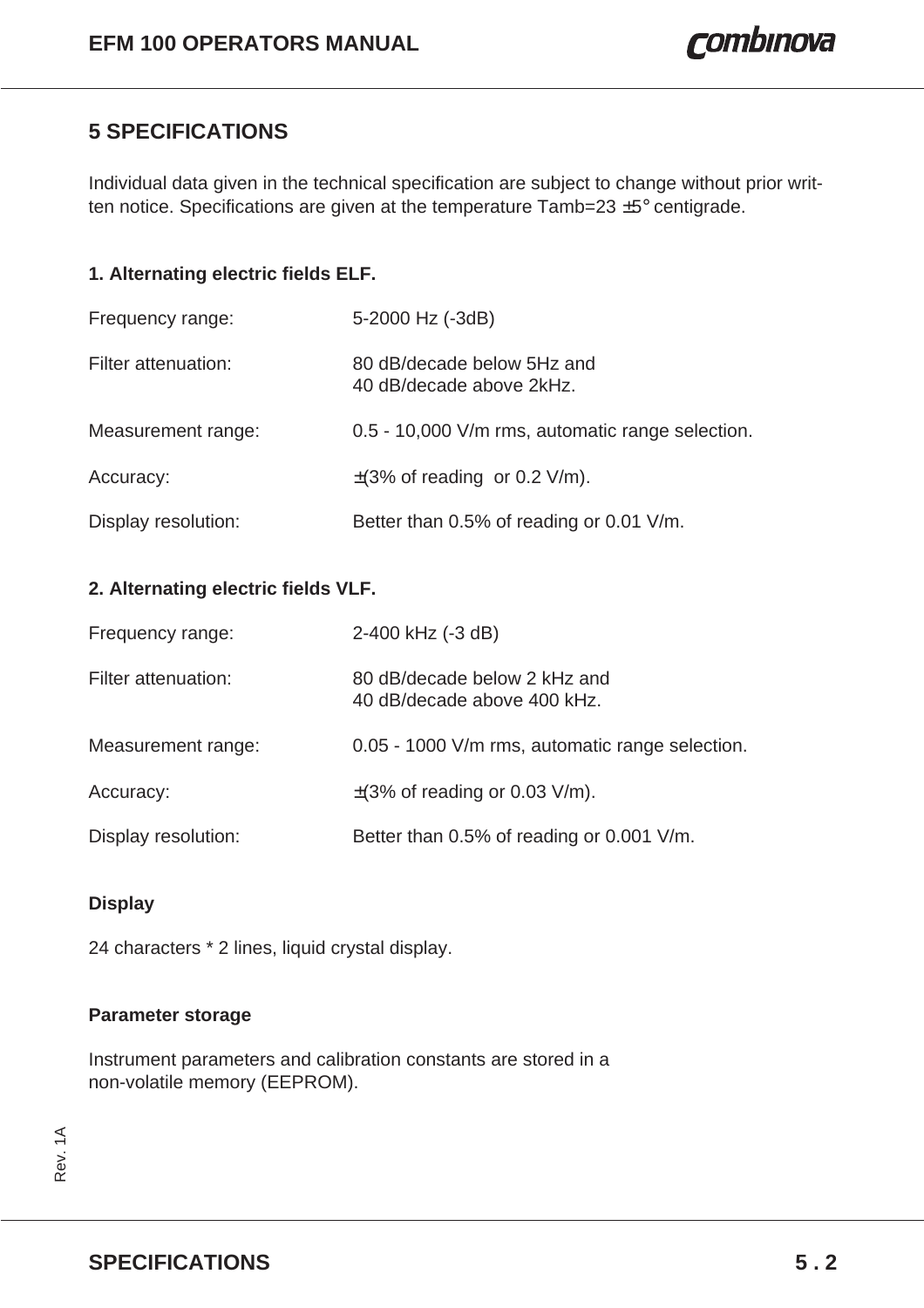## 5 SPECIFICATIONS

Individual data given in the technical specification are subject to change without prior written notice. Specifications are given at the temperature Tamb=23 ±5° centigrade.

### 1. Alternating electric fields ELF.

| | |
|---|---|
| Frequency range: | 5-2000 Hz (-3dB) |
| Filter attenuation: | 80 dB/decade below 5Hz and<br>40 dB/decade above 2kHz. |
| Measurement range: | 0.5 - 10,000 V/m rms, automatic range selection. |
| Accuracy: | ±(3% of reading or 0.2 V/m). |
| Display resolution: | Better than 0.5% of reading or 0.01 V/m. |

### 2. Alternating electric fields VLF.

| | |
|---|---|
| Frequency range: | 2-400 kHz (-3 dB) |
| Filter attenuation: | 80 dB/decade below 2 kHz and<br>40 dB/decade above 400 kHz. |
| Measurement range: | 0.05 - 1000 V/m rms, automatic range selection. |
| Accuracy: | ±(3% of reading or 0.03 V/m). |
| Display resolution: | Better than 0.5% of reading or 0.001 V/m. |

### Display

24 characters * 2 lines, liquid crystal display.

### Parameter storage

Instrument parameters and calibration constants are stored in a non-volatile memory (EEPROM).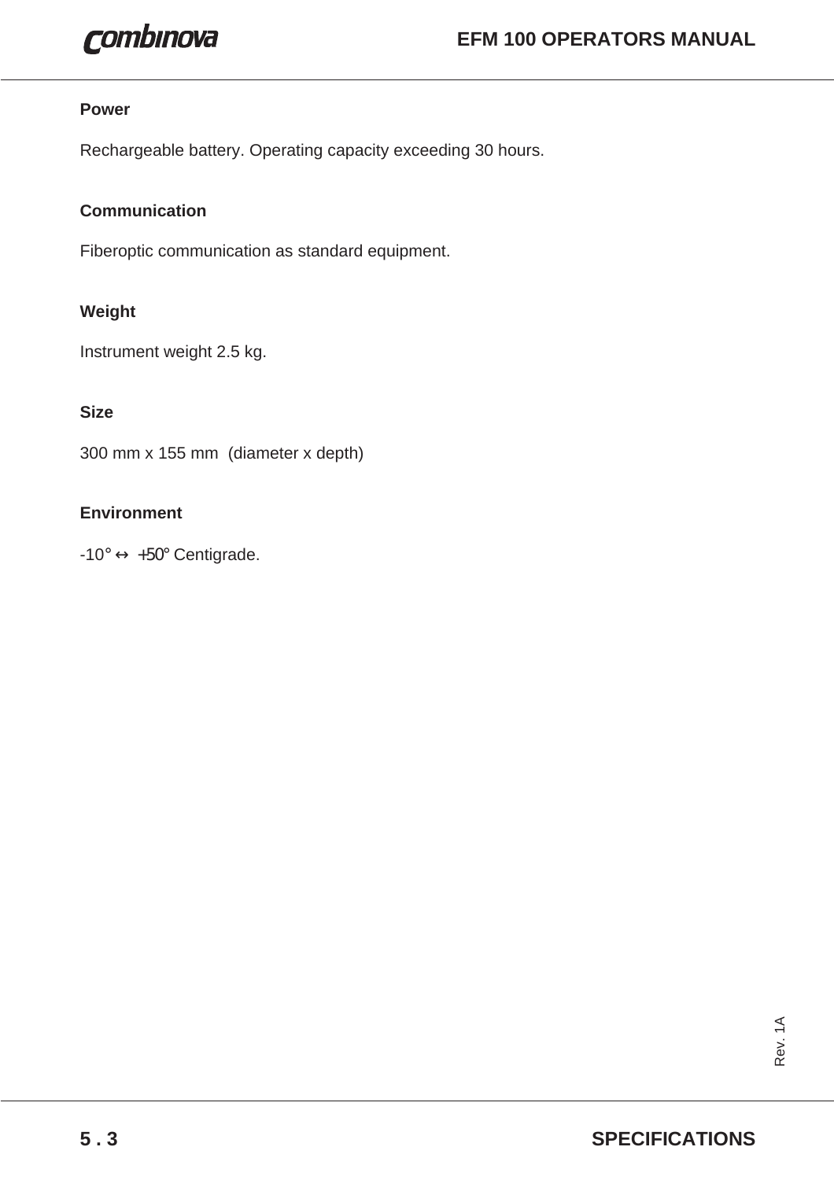**Power**

Rechargeable battery. Operating capacity exceeding 30 hours.

**Communication**

Fiberoptic communication as standard equipment.

**Weight**

Instrument weight 2.5 kg.

**Size**

300 mm x 155 mm  (diameter x depth)

**Environment**

-10° ↔ +50° Centigrade.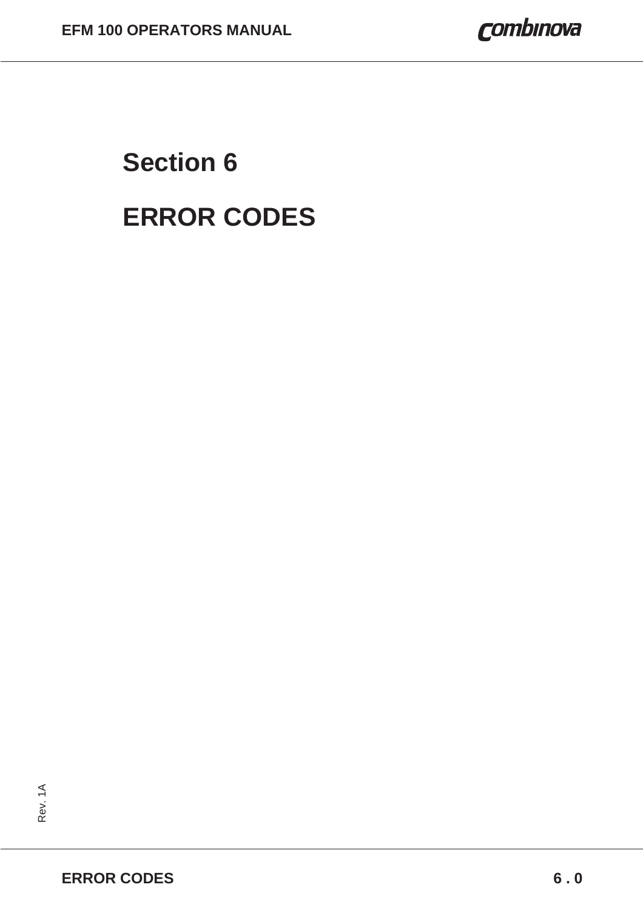# Section 6

# ERROR CODES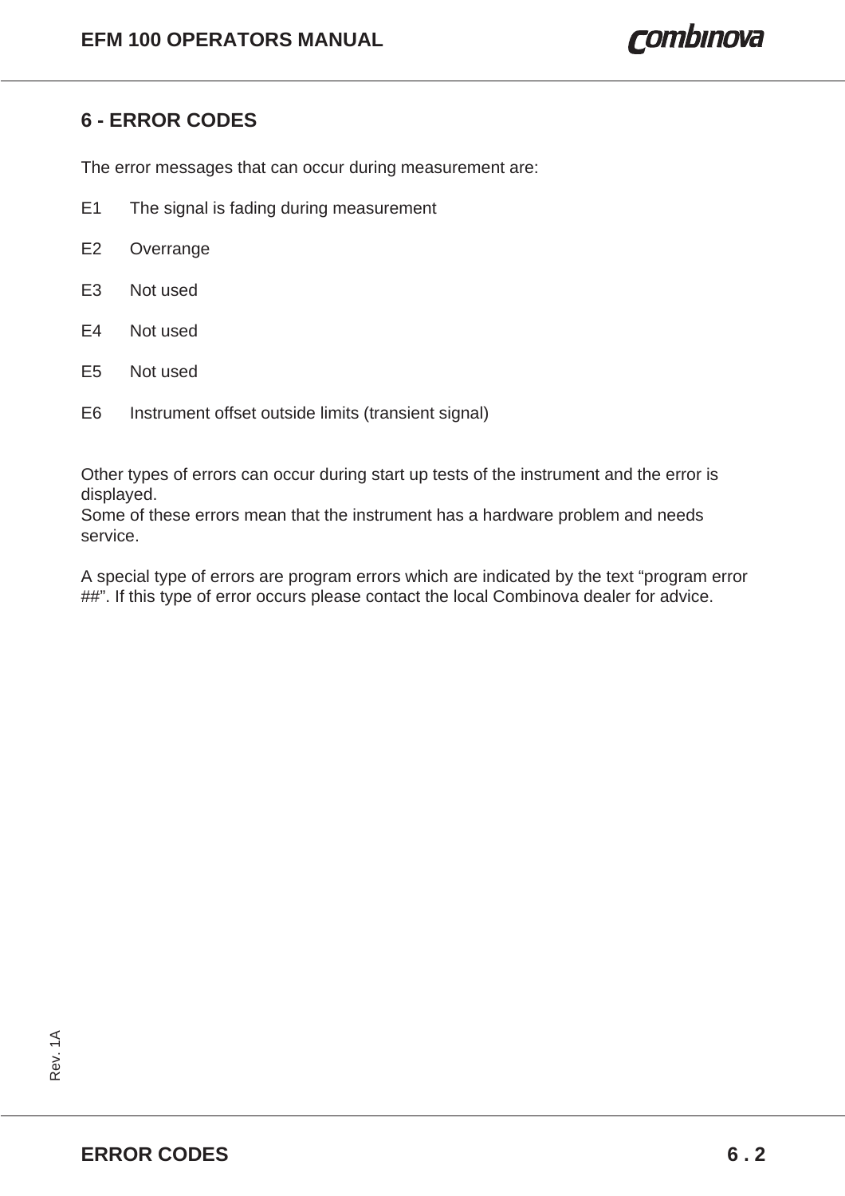## 6 - ERROR CODES

The error messages that can occur during measurement are:

E1 The signal is fading during measurement

E2 Overrange

E3 Not used

E4 Not used

E5 Not used

E6 Instrument offset outside limits (transient signal)

Other types of errors can occur during start up tests of the instrument and the error is displayed.
Some of these errors mean that the instrument has a hardware problem and needs service.

A special type of errors are program errors which are indicated by the text “program error ##”. If this type of error occurs please contact the local Combinova dealer for advice.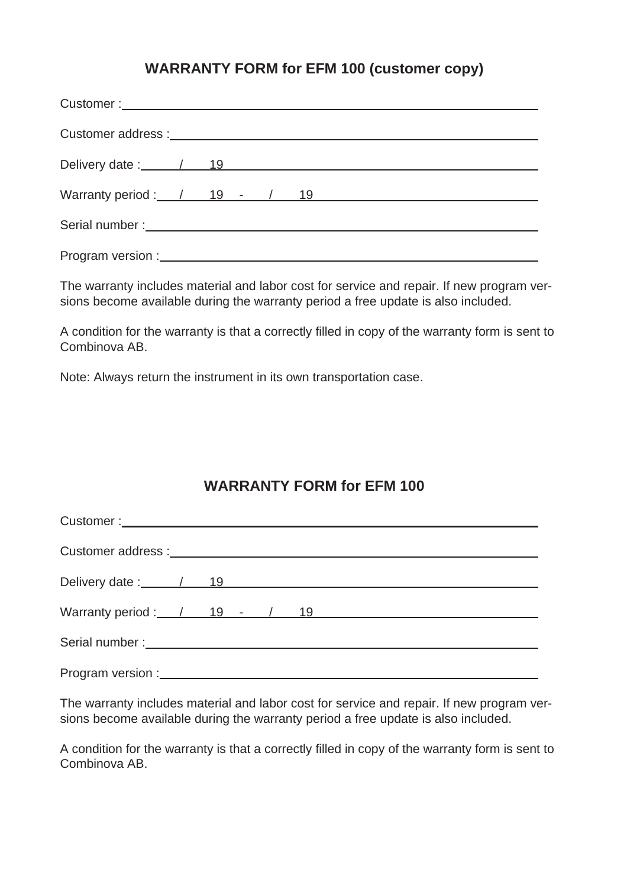## WARRANTY FORM for EFM 100 (customer copy)

Customer : \_\_\_\_\_\_\_\_\_\_\_\_\_\_\_\_\_\_\_\_\_\_\_\_\_\_\_\_\_\_\_\_\_\_\_\_\_\_\_\_

Customer address : \_\_\_\_\_\_\_\_\_\_\_\_\_\_\_\_\_\_\_\_\_\_\_\_\_\_\_\_\_\_\_\_\_\_\_\_

Delivery date : \_\_\_\_ / \_\_\_\_ 19 \_\_\_\_

Warranty period : \_\_\_ / \_\_\_ 19 \_\_\_ - \_\_\_ / \_\_\_ 19 \_\_\_

Serial number : \_\_\_\_\_\_\_\_\_\_\_\_\_\_\_\_\_\_\_\_\_\_\_\_\_\_\_\_\_\_\_\_\_\_\_\_\_\_

Program version : \_\_\_\_\_\_\_\_\_\_\_\_\_\_\_\_\_\_\_\_\_\_\_\_\_\_\_\_\_\_\_\_\_\_\_\_

The warranty includes material and labor cost for service and repair. If new program versions become available during the warranty period a free update is also included.

A condition for the warranty is that a correctly filled in copy of the warranty form is sent to Combinova AB.

Note: Always return the instrument in its own transportation case.

## WARRANTY FORM for EFM 100

Customer : \_\_\_\_\_\_\_\_\_\_\_\_\_\_\_\_\_\_\_\_\_\_\_\_\_\_\_\_\_\_\_\_\_\_\_\_\_\_\_\_

Customer address : \_\_\_\_\_\_\_\_\_\_\_\_\_\_\_\_\_\_\_\_\_\_\_\_\_\_\_\_\_\_\_\_\_\_\_\_

Delivery date : \_\_\_\_ / \_\_\_\_ 19 \_\_\_\_

Warranty period : \_\_\_ / \_\_\_ 19 \_\_\_ - \_\_\_ / \_\_\_ 19 \_\_\_

Serial number : \_\_\_\_\_\_\_\_\_\_\_\_\_\_\_\_\_\_\_\_\_\_\_\_\_\_\_\_\_\_\_\_\_\_\_\_\_\_

Program version : \_\_\_\_\_\_\_\_\_\_\_\_\_\_\_\_\_\_\_\_\_\_\_\_\_\_\_\_\_\_\_\_\_\_\_\_

The warranty includes material and labor cost for service and repair. If new program versions become available during the warranty period a free update is also included.

A condition for the warranty is that a correctly filled in copy of the warranty form is sent to Combinova AB.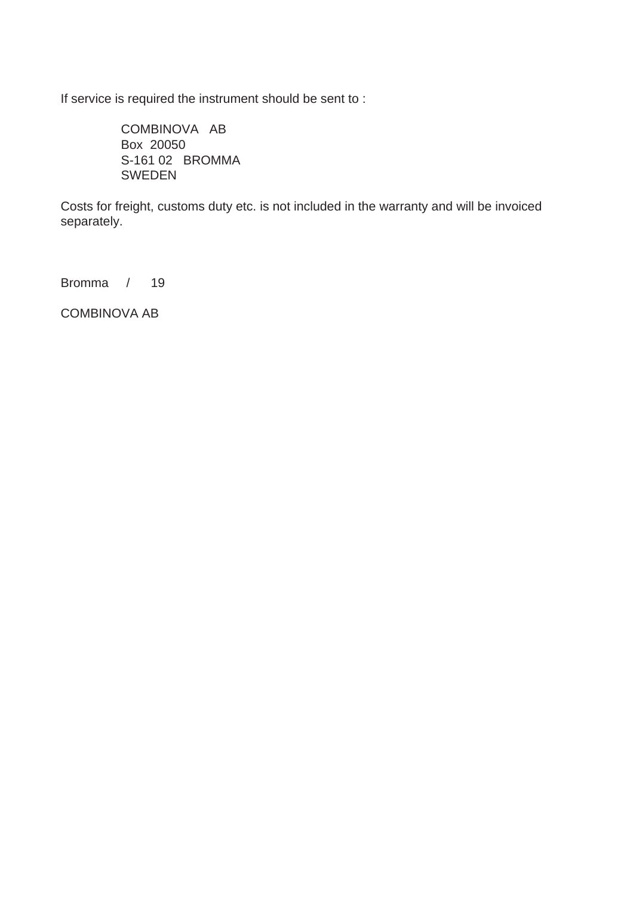If service is required the instrument should be sent to :

COMBINOVA AB  
Box 20050  
S-161 02 BROMMA  
SWEDEN

Costs for freight, customs duty etc. is not included in the warranty and will be invoiced separately.

Bromma / 19

COMBINOVA AB